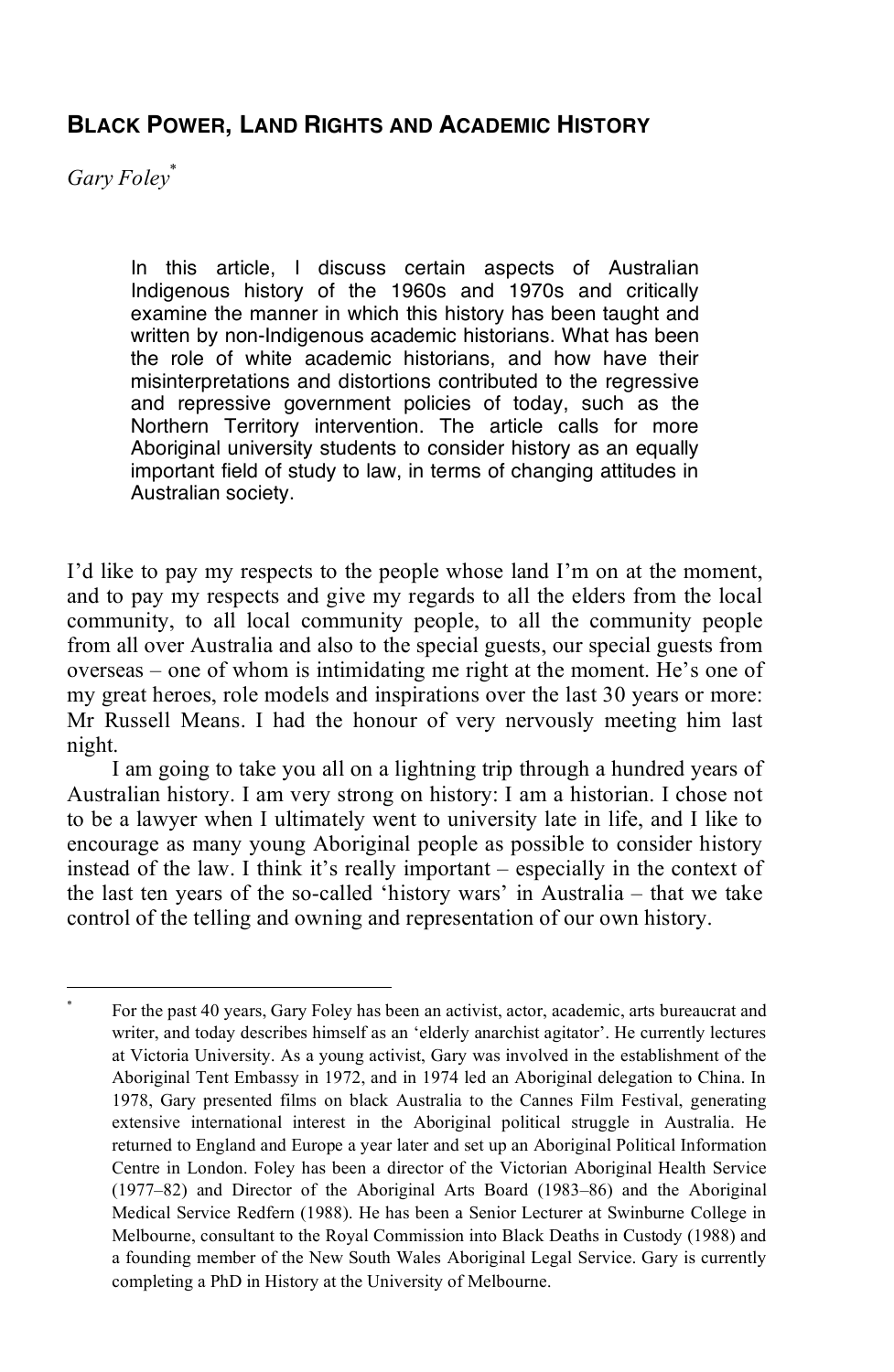# BLACK POWER, LAND RIGHTS AND ACADEMIC HISTORY

*Gary Foley*[*]

> In this article, I discuss certain aspects of Australian Indigenous history of the 1960s and 1970s and critically examine the manner in which this history has been taught and written by non-Indigenous academic historians. What has been the role of white academic historians, and how have their misinterpretations and distortions contributed to the regressive and repressive government policies of today, such as the Northern Territory intervention. The article calls for more Aboriginal university students to consider history as an equally important field of study to law, in terms of changing attitudes in Australian society.

I'd like to pay my respects to the people whose land I'm on at the moment, and to pay my respects and give my regards to all the elders from the local community, to all local community people, to all the community people from all over Australia and also to the special guests, our special guests from overseas – one of whom is intimidating me right at the moment. He's one of my great heroes, role models and inspirations over the last 30 years or more: Mr Russell Means. I had the honour of very nervously meeting him last night.

I am going to take you all on a lightning trip through a hundred years of Australian history. I am very strong on history: I am a historian. I chose not to be a lawyer when I ultimately went to university late in life, and I like to encourage as many young Aboriginal people as possible to consider history instead of the law. I think it's really important – especially in the context of the last ten years of the so-called 'history wars' in Australia – that we take control of the telling and owning and representation of our own history.

---

[*] For the past 40 years, Gary Foley has been an activist, actor, academic, arts bureaucrat and writer, and today describes himself as an 'elderly anarchist agitator'. He currently lectures at Victoria University. As a young activist, Gary was involved in the establishment of the Aboriginal Tent Embassy in 1972, and in 1974 led an Aboriginal delegation to China. In 1978, Gary presented films on black Australia to the Cannes Film Festival, generating extensive international interest in the Aboriginal political struggle in Australia. He returned to England and Europe a year later and set up an Aboriginal Political Information Centre in London. Foley has been a director of the Victorian Aboriginal Health Service (1977–82) and Director of the Aboriginal Arts Board (1983–86) and the Aboriginal Medical Service Redfern (1988). He has been a Senior Lecturer at Swinburne College in Melbourne, consultant to the Royal Commission into Black Deaths in Custody (1988) and a founding member of the New South Wales Aboriginal Legal Service. Gary is currently completing a PhD in History at the University of Melbourne.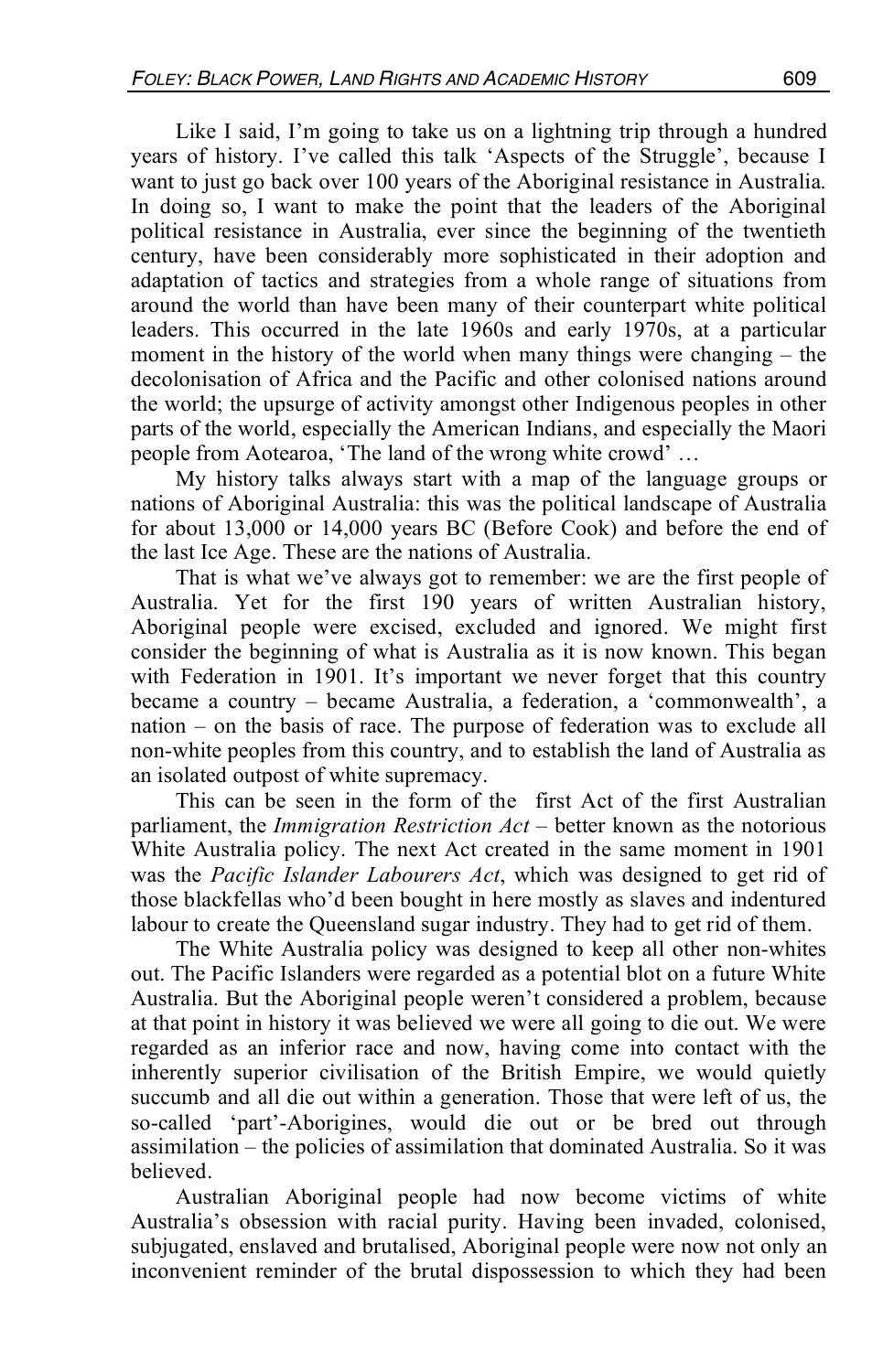Like I said, I'm going to take us on a lightning trip through a hundred years of history. I've called this talk 'Aspects of the Struggle', because I want to just go back over 100 years of the Aboriginal resistance in Australia. In doing so, I want to make the point that the leaders of the Aboriginal political resistance in Australia, ever since the beginning of the twentieth century, have been considerably more sophisticated in their adoption and adaptation of tactics and strategies from a whole range of situations from around the world than have been many of their counterpart white political leaders. This occurred in the late 1960s and early 1970s, at a particular moment in the history of the world when many things were changing – the decolonisation of Africa and the Pacific and other colonised nations around the world; the upsurge of activity amongst other Indigenous peoples in other parts of the world, especially the American Indians, and especially the Maori people from Aotearoa, 'The land of the wrong white crowd' …

My history talks always start with a map of the language groups or nations of Aboriginal Australia: this was the political landscape of Australia for about 13,000 or 14,000 years BC (Before Cook) and before the end of the last Ice Age. These are the nations of Australia.

That is what we've always got to remember: we are the first people of Australia. Yet for the first 190 years of written Australian history, Aboriginal people were excised, excluded and ignored. We might first consider the beginning of what is Australia as it is now known. This began with Federation in 1901. It's important we never forget that this country became a country – became Australia, a federation, a 'commonwealth', a nation – on the basis of race. The purpose of federation was to exclude all non-white peoples from this country, and to establish the land of Australia as an isolated outpost of white supremacy.

This can be seen in the form of the first Act of the first Australian parliament, the *Immigration Restriction Act* – better known as the notorious White Australia policy. The next Act created in the same moment in 1901 was the *Pacific Islander Labourers Act*, which was designed to get rid of those blackfellas who'd been bought in here mostly as slaves and indentured labour to create the Queensland sugar industry. They had to get rid of them.

The White Australia policy was designed to keep all other non-whites out. The Pacific Islanders were regarded as a potential blot on a future White Australia. But the Aboriginal people weren't considered a problem, because at that point in history it was believed we were all going to die out. We were regarded as an inferior race and now, having come into contact with the inherently superior civilisation of the British Empire, we would quietly succumb and all die out within a generation. Those that were left of us, the so-called 'part'-Aborigines, would die out or be bred out through assimilation – the policies of assimilation that dominated Australia. So it was believed.

Australian Aboriginal people had now become victims of white Australia's obsession with racial purity. Having been invaded, colonised, subjugated, enslaved and brutalised, Aboriginal people were now not only an inconvenient reminder of the brutal dispossession to which they had been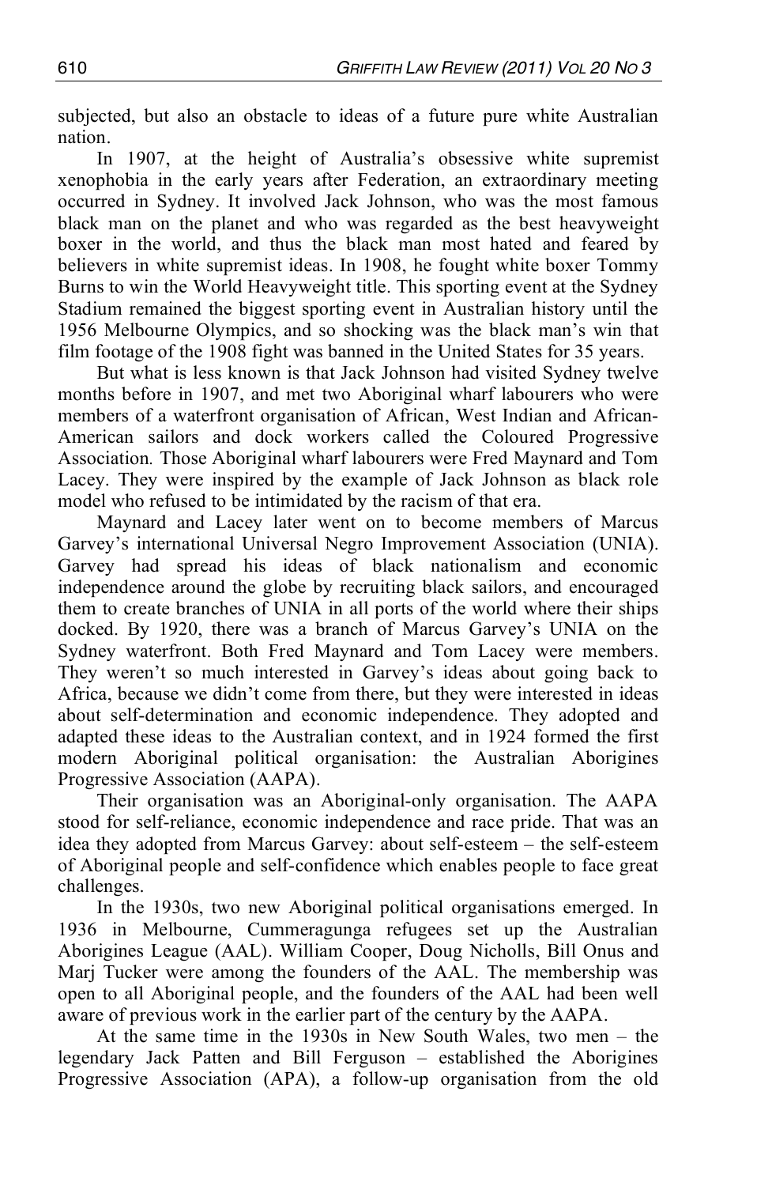subjected, but also an obstacle to ideas of a future pure white Australian nation.

In 1907, at the height of Australia's obsessive white supremist xenophobia in the early years after Federation, an extraordinary meeting occurred in Sydney. It involved Jack Johnson, who was the most famous black man on the planet and who was regarded as the best heavyweight boxer in the world, and thus the black man most hated and feared by believers in white supremist ideas. In 1908, he fought white boxer Tommy Burns to win the World Heavyweight title. This sporting event at the Sydney Stadium remained the biggest sporting event in Australian history until the 1956 Melbourne Olympics, and so shocking was the black man's win that film footage of the 1908 fight was banned in the United States for 35 years.

But what is less known is that Jack Johnson had visited Sydney twelve months before in 1907, and met two Aboriginal wharf labourers who were members of a waterfront organisation of African, West Indian and African-American sailors and dock workers called the Coloured Progressive Association*.* Those Aboriginal wharf labourers were Fred Maynard and Tom Lacey. They were inspired by the example of Jack Johnson as black role model who refused to be intimidated by the racism of that era.

Maynard and Lacey later went on to become members of Marcus Garvey's international Universal Negro Improvement Association (UNIA). Garvey had spread his ideas of black nationalism and economic independence around the globe by recruiting black sailors, and encouraged them to create branches of UNIA in all ports of the world where their ships docked. By 1920, there was a branch of Marcus Garvey's UNIA on the Sydney waterfront. Both Fred Maynard and Tom Lacey were members. They weren't so much interested in Garvey's ideas about going back to Africa, because we didn't come from there, but they were interested in ideas about self-determination and economic independence. They adopted and adapted these ideas to the Australian context, and in 1924 formed the first modern Aboriginal political organisation: the Australian Aborigines Progressive Association (AAPA).

Their organisation was an Aboriginal-only organisation. The AAPA stood for self-reliance, economic independence and race pride. That was an idea they adopted from Marcus Garvey: about self-esteem – the self-esteem of Aboriginal people and self-confidence which enables people to face great challenges.

In the 1930s, two new Aboriginal political organisations emerged. In 1936 in Melbourne, Cummeragunga refugees set up the Australian Aborigines League (AAL). William Cooper, Doug Nicholls, Bill Onus and Marj Tucker were among the founders of the AAL. The membership was open to all Aboriginal people, and the founders of the AAL had been well aware of previous work in the earlier part of the century by the AAPA.

At the same time in the 1930s in New South Wales, two men – the legendary Jack Patten and Bill Ferguson – established the Aborigines Progressive Association (APA), a follow-up organisation from the old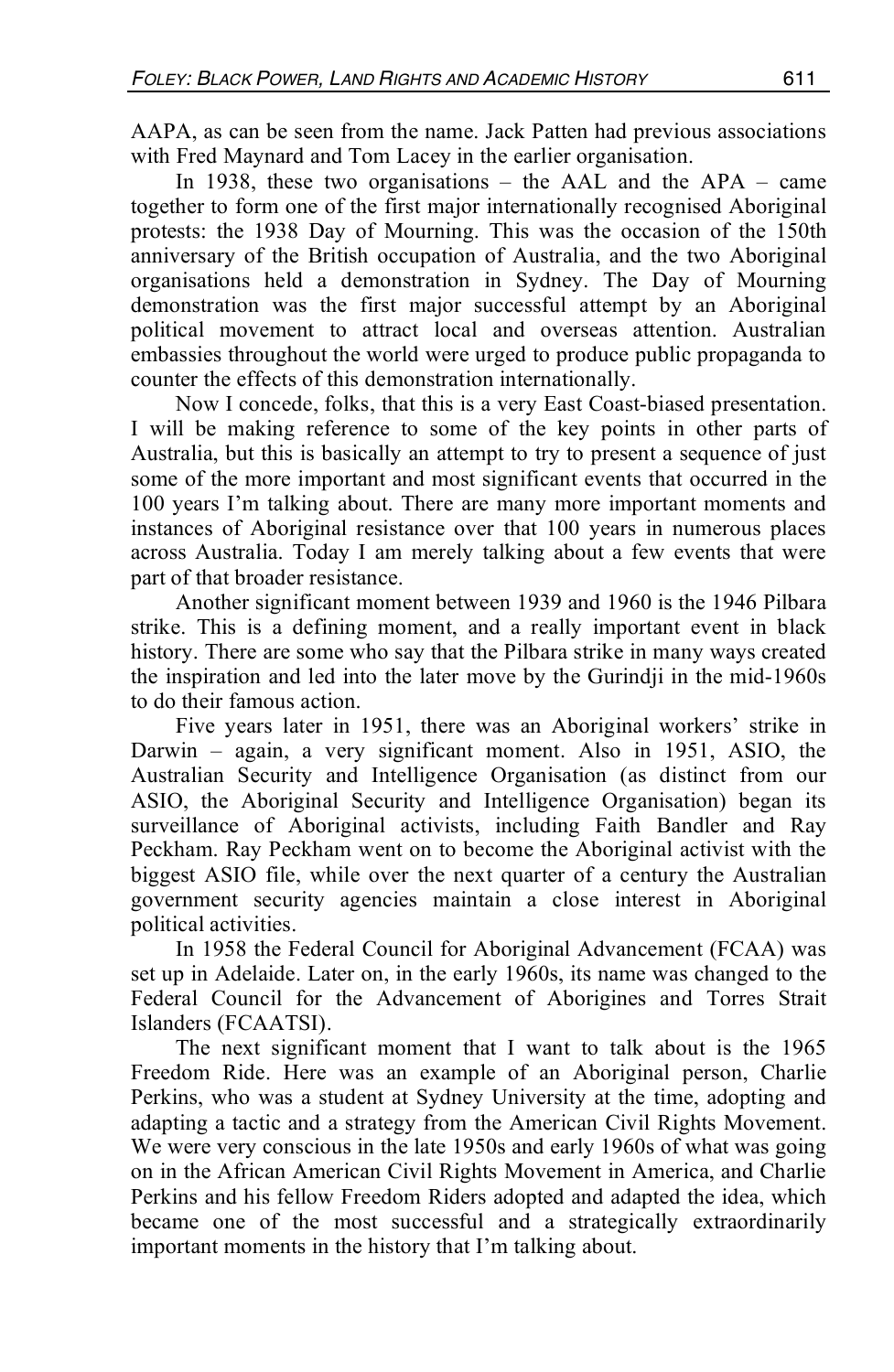AAPA, as can be seen from the name. Jack Patten had previous associations with Fred Maynard and Tom Lacey in the earlier organisation.

In 1938, these two organisations – the AAL and the APA – came together to form one of the first major internationally recognised Aboriginal protests: the 1938 Day of Mourning. This was the occasion of the 150th anniversary of the British occupation of Australia, and the two Aboriginal organisations held a demonstration in Sydney. The Day of Mourning demonstration was the first major successful attempt by an Aboriginal political movement to attract local and overseas attention. Australian embassies throughout the world were urged to produce public propaganda to counter the effects of this demonstration internationally.

Now I concede, folks, that this is a very East Coast-biased presentation. I will be making reference to some of the key points in other parts of Australia, but this is basically an attempt to try to present a sequence of just some of the more important and most significant events that occurred in the 100 years I'm talking about. There are many more important moments and instances of Aboriginal resistance over that 100 years in numerous places across Australia. Today I am merely talking about a few events that were part of that broader resistance.

Another significant moment between 1939 and 1960 is the 1946 Pilbara strike. This is a defining moment, and a really important event in black history. There are some who say that the Pilbara strike in many ways created the inspiration and led into the later move by the Gurindji in the mid-1960s to do their famous action.

Five years later in 1951, there was an Aboriginal workers' strike in Darwin – again, a very significant moment. Also in 1951, ASIO, the Australian Security and Intelligence Organisation (as distinct from our ASIO, the Aboriginal Security and Intelligence Organisation) began its surveillance of Aboriginal activists, including Faith Bandler and Ray Peckham. Ray Peckham went on to become the Aboriginal activist with the biggest ASIO file, while over the next quarter of a century the Australian government security agencies maintain a close interest in Aboriginal political activities.

In 1958 the Federal Council for Aboriginal Advancement (FCAA) was set up in Adelaide. Later on, in the early 1960s, its name was changed to the Federal Council for the Advancement of Aborigines and Torres Strait Islanders (FCAATSI).

The next significant moment that I want to talk about is the 1965 Freedom Ride. Here was an example of an Aboriginal person, Charlie Perkins, who was a student at Sydney University at the time, adopting and adapting a tactic and a strategy from the American Civil Rights Movement. We were very conscious in the late 1950s and early 1960s of what was going on in the African American Civil Rights Movement in America, and Charlie Perkins and his fellow Freedom Riders adopted and adapted the idea, which became one of the most successful and a strategically extraordinarily important moments in the history that I'm talking about.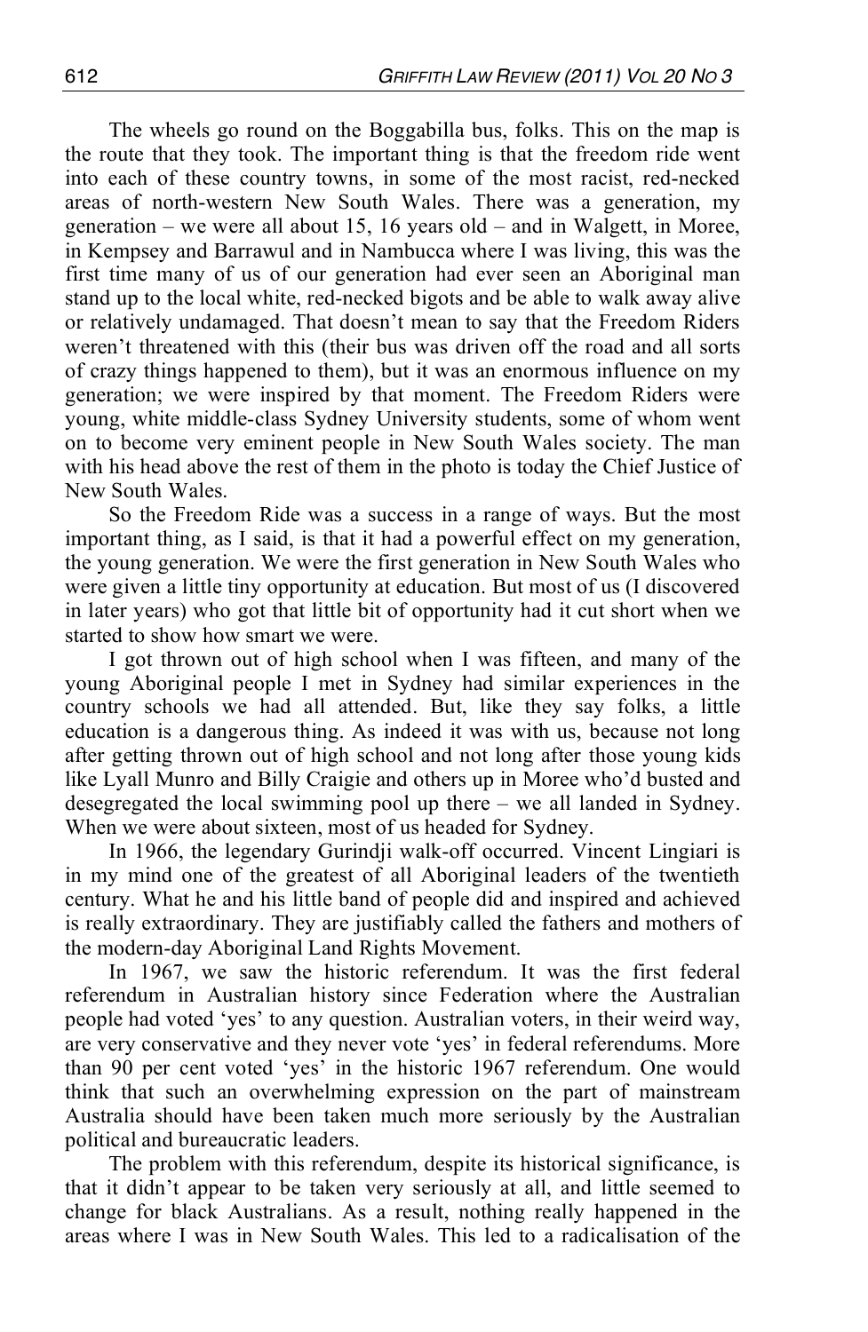The wheels go round on the Boggabilla bus, folks. This on the map is the route that they took. The important thing is that the freedom ride went into each of these country towns, in some of the most racist, red-necked areas of north-western New South Wales. There was a generation, my generation – we were all about 15, 16 years old – and in Walgett, in Moree, in Kempsey and Barrawul and in Nambucca where I was living, this was the first time many of us of our generation had ever seen an Aboriginal man stand up to the local white, red-necked bigots and be able to walk away alive or relatively undamaged. That doesn't mean to say that the Freedom Riders weren't threatened with this (their bus was driven off the road and all sorts of crazy things happened to them), but it was an enormous influence on my generation; we were inspired by that moment. The Freedom Riders were young, white middle-class Sydney University students, some of whom went on to become very eminent people in New South Wales society. The man with his head above the rest of them in the photo is today the Chief Justice of New South Wales.

So the Freedom Ride was a success in a range of ways. But the most important thing, as I said, is that it had a powerful effect on my generation, the young generation. We were the first generation in New South Wales who were given a little tiny opportunity at education. But most of us (I discovered in later years) who got that little bit of opportunity had it cut short when we started to show how smart we were.

I got thrown out of high school when I was fifteen, and many of the young Aboriginal people I met in Sydney had similar experiences in the country schools we had all attended. But, like they say folks, a little education is a dangerous thing. As indeed it was with us, because not long after getting thrown out of high school and not long after those young kids like Lyall Munro and Billy Craigie and others up in Moree who'd busted and desegregated the local swimming pool up there – we all landed in Sydney. When we were about sixteen, most of us headed for Sydney.

In 1966, the legendary Gurindji walk-off occurred. Vincent Lingiari is in my mind one of the greatest of all Aboriginal leaders of the twentieth century. What he and his little band of people did and inspired and achieved is really extraordinary. They are justifiably called the fathers and mothers of the modern-day Aboriginal Land Rights Movement.

In 1967, we saw the historic referendum. It was the first federal referendum in Australian history since Federation where the Australian people had voted 'yes' to any question. Australian voters, in their weird way, are very conservative and they never vote 'yes' in federal referendums. More than 90 per cent voted 'yes' in the historic 1967 referendum. One would think that such an overwhelming expression on the part of mainstream Australia should have been taken much more seriously by the Australian political and bureaucratic leaders.

The problem with this referendum, despite its historical significance, is that it didn't appear to be taken very seriously at all, and little seemed to change for black Australians. As a result, nothing really happened in the areas where I was in New South Wales. This led to a radicalisation of the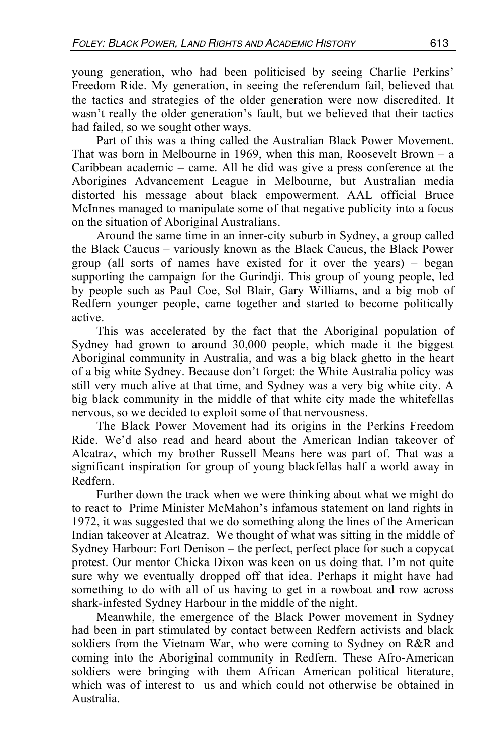young generation, who had been politicised by seeing Charlie Perkins' Freedom Ride. My generation, in seeing the referendum fail, believed that the tactics and strategies of the older generation were now discredited. It wasn't really the older generation's fault, but we believed that their tactics had failed, so we sought other ways.

Part of this was a thing called the Australian Black Power Movement. That was born in Melbourne in 1969, when this man, Roosevelt Brown – a Caribbean academic – came. All he did was give a press conference at the Aborigines Advancement League in Melbourne, but Australian media distorted his message about black empowerment. AAL official Bruce McInnes managed to manipulate some of that negative publicity into a focus on the situation of Aboriginal Australians.

Around the same time in an inner-city suburb in Sydney, a group called the Black Caucus – variously known as the Black Caucus, the Black Power group (all sorts of names have existed for it over the years) – began supporting the campaign for the Gurindji. This group of young people, led by people such as Paul Coe, Sol Blair, Gary Williams, and a big mob of Redfern younger people, came together and started to become politically active.

This was accelerated by the fact that the Aboriginal population of Sydney had grown to around 30,000 people, which made it the biggest Aboriginal community in Australia, and was a big black ghetto in the heart of a big white Sydney. Because don't forget: the White Australia policy was still very much alive at that time, and Sydney was a very big white city. A big black community in the middle of that white city made the whitefellas nervous, so we decided to exploit some of that nervousness.

The Black Power Movement had its origins in the Perkins Freedom Ride. We'd also read and heard about the American Indian takeover of Alcatraz, which my brother Russell Means here was part of. That was a significant inspiration for group of young blackfellas half a world away in Redfern.

Further down the track when we were thinking about what we might do to react to Prime Minister McMahon's infamous statement on land rights in 1972, it was suggested that we do something along the lines of the American Indian takeover at Alcatraz. We thought of what was sitting in the middle of Sydney Harbour: Fort Denison – the perfect, perfect place for such a copycat protest. Our mentor Chicka Dixon was keen on us doing that. I'm not quite sure why we eventually dropped off that idea. Perhaps it might have had something to do with all of us having to get in a rowboat and row across shark-infested Sydney Harbour in the middle of the night.

Meanwhile, the emergence of the Black Power movement in Sydney had been in part stimulated by contact between Redfern activists and black soldiers from the Vietnam War, who were coming to Sydney on R&R and coming into the Aboriginal community in Redfern. These Afro-American soldiers were bringing with them African American political literature, which was of interest to us and which could not otherwise be obtained in Australia.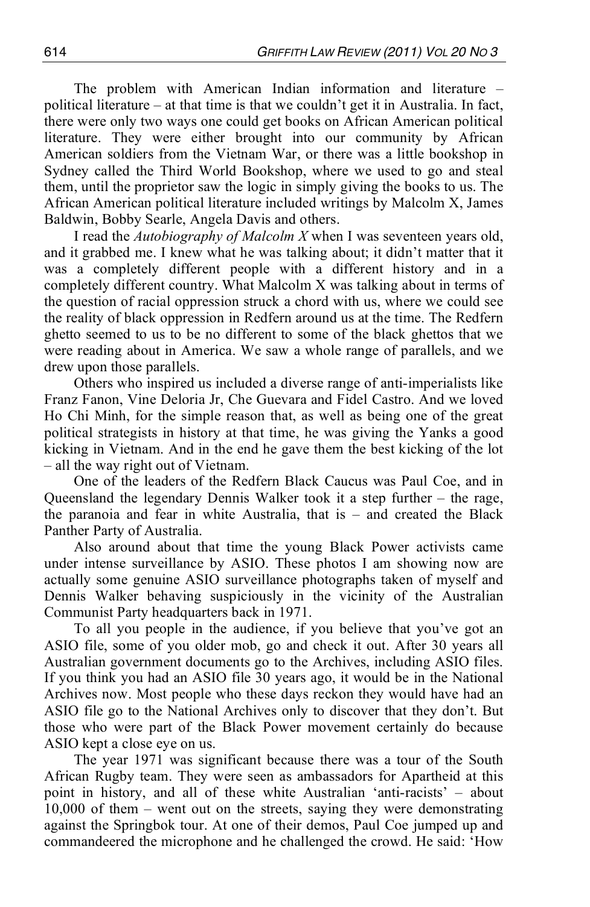The problem with American Indian information and literature – political literature – at that time is that we couldn't get it in Australia. In fact, there were only two ways one could get books on African American political literature. They were either brought into our community by African American soldiers from the Vietnam War, or there was a little bookshop in Sydney called the Third World Bookshop, where we used to go and steal them, until the proprietor saw the logic in simply giving the books to us. The African American political literature included writings by Malcolm X, James Baldwin, Bobby Searle, Angela Davis and others.

I read the *Autobiography of Malcolm X* when I was seventeen years old, and it grabbed me. I knew what he was talking about; it didn't matter that it was a completely different people with a different history and in a completely different country. What Malcolm X was talking about in terms of the question of racial oppression struck a chord with us, where we could see the reality of black oppression in Redfern around us at the time. The Redfern ghetto seemed to us to be no different to some of the black ghettos that we were reading about in America. We saw a whole range of parallels, and we drew upon those parallels.

Others who inspired us included a diverse range of anti-imperialists like Franz Fanon, Vine Deloria Jr, Che Guevara and Fidel Castro. And we loved Ho Chi Minh, for the simple reason that, as well as being one of the great political strategists in history at that time, he was giving the Yanks a good kicking in Vietnam. And in the end he gave them the best kicking of the lot – all the way right out of Vietnam.

One of the leaders of the Redfern Black Caucus was Paul Coe, and in Queensland the legendary Dennis Walker took it a step further – the rage, the paranoia and fear in white Australia, that is – and created the Black Panther Party of Australia.

Also around about that time the young Black Power activists came under intense surveillance by ASIO. These photos I am showing now are actually some genuine ASIO surveillance photographs taken of myself and Dennis Walker behaving suspiciously in the vicinity of the Australian Communist Party headquarters back in 1971.

To all you people in the audience, if you believe that you've got an ASIO file, some of you older mob, go and check it out. After 30 years all Australian government documents go to the Archives, including ASIO files. If you think you had an ASIO file 30 years ago, it would be in the National Archives now. Most people who these days reckon they would have had an ASIO file go to the National Archives only to discover that they don't. But those who were part of the Black Power movement certainly do because ASIO kept a close eye on us.

The year 1971 was significant because there was a tour of the South African Rugby team. They were seen as ambassadors for Apartheid at this point in history, and all of these white Australian 'anti-racists' – about 10,000 of them – went out on the streets, saying they were demonstrating against the Springbok tour. At one of their demos, Paul Coe jumped up and commandeered the microphone and he challenged the crowd. He said: 'How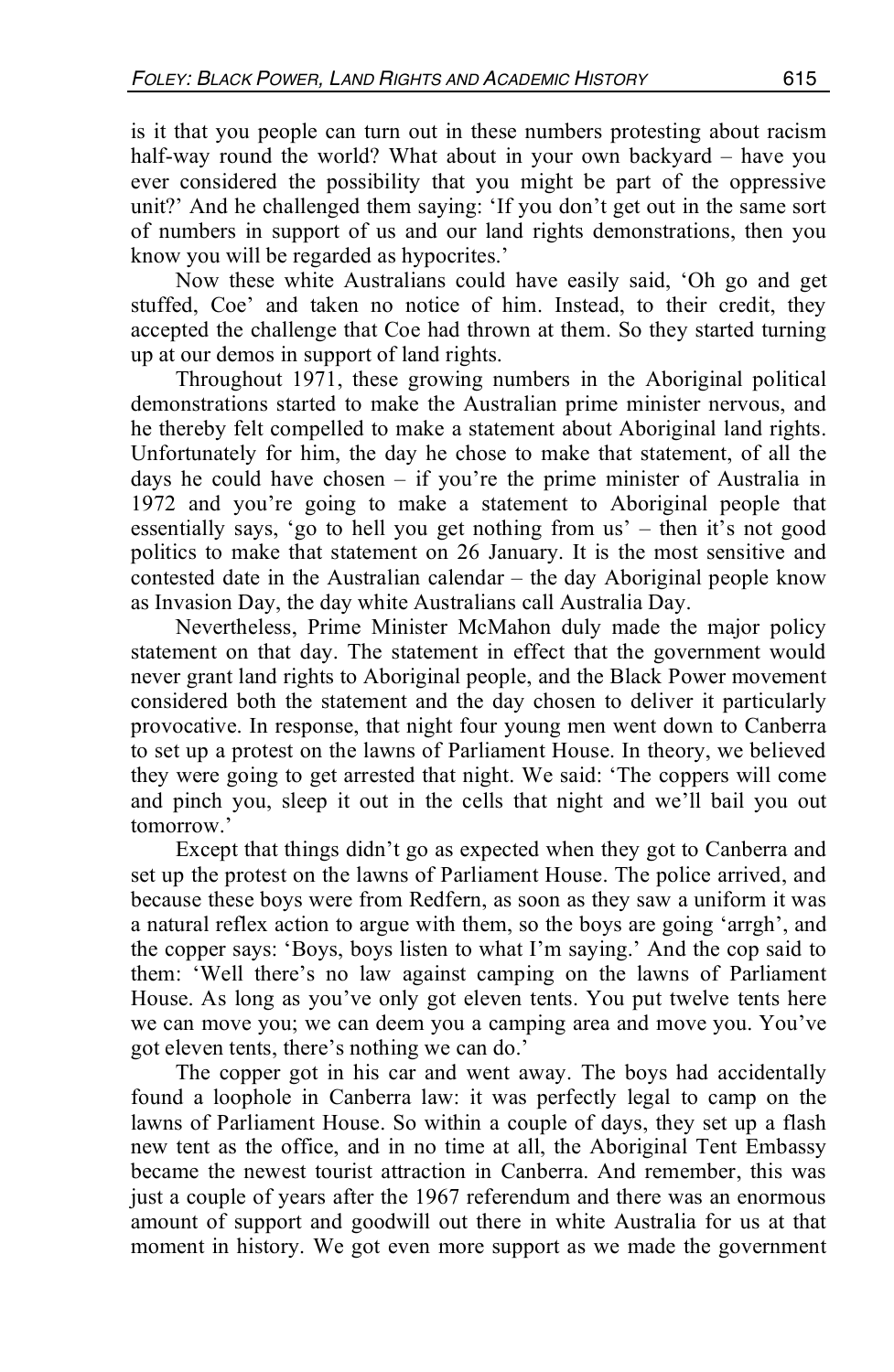is it that you people can turn out in these numbers protesting about racism half-way round the world? What about in your own backyard – have you ever considered the possibility that you might be part of the oppressive unit?' And he challenged them saying: 'If you don't get out in the same sort of numbers in support of us and our land rights demonstrations, then you know you will be regarded as hypocrites.'

Now these white Australians could have easily said, 'Oh go and get stuffed, Coe' and taken no notice of him. Instead, to their credit, they accepted the challenge that Coe had thrown at them. So they started turning up at our demos in support of land rights.

Throughout 1971, these growing numbers in the Aboriginal political demonstrations started to make the Australian prime minister nervous, and he thereby felt compelled to make a statement about Aboriginal land rights. Unfortunately for him, the day he chose to make that statement, of all the days he could have chosen – if you're the prime minister of Australia in 1972 and you're going to make a statement to Aboriginal people that essentially says, 'go to hell you get nothing from us' – then it's not good politics to make that statement on 26 January. It is the most sensitive and contested date in the Australian calendar – the day Aboriginal people know as Invasion Day, the day white Australians call Australia Day.

Nevertheless, Prime Minister McMahon duly made the major policy statement on that day. The statement in effect that the government would never grant land rights to Aboriginal people, and the Black Power movement considered both the statement and the day chosen to deliver it particularly provocative. In response, that night four young men went down to Canberra to set up a protest on the lawns of Parliament House. In theory, we believed they were going to get arrested that night. We said: 'The coppers will come and pinch you, sleep it out in the cells that night and we'll bail you out tomorrow.'

Except that things didn't go as expected when they got to Canberra and set up the protest on the lawns of Parliament House. The police arrived, and because these boys were from Redfern, as soon as they saw a uniform it was a natural reflex action to argue with them, so the boys are going 'arrgh', and the copper says: 'Boys, boys listen to what I'm saying.' And the cop said to them: 'Well there's no law against camping on the lawns of Parliament House. As long as you've only got eleven tents. You put twelve tents here we can move you; we can deem you a camping area and move you. You've got eleven tents, there's nothing we can do.'

The copper got in his car and went away. The boys had accidentally found a loophole in Canberra law: it was perfectly legal to camp on the lawns of Parliament House. So within a couple of days, they set up a flash new tent as the office, and in no time at all, the Aboriginal Tent Embassy became the newest tourist attraction in Canberra. And remember, this was just a couple of years after the 1967 referendum and there was an enormous amount of support and goodwill out there in white Australia for us at that moment in history. We got even more support as we made the government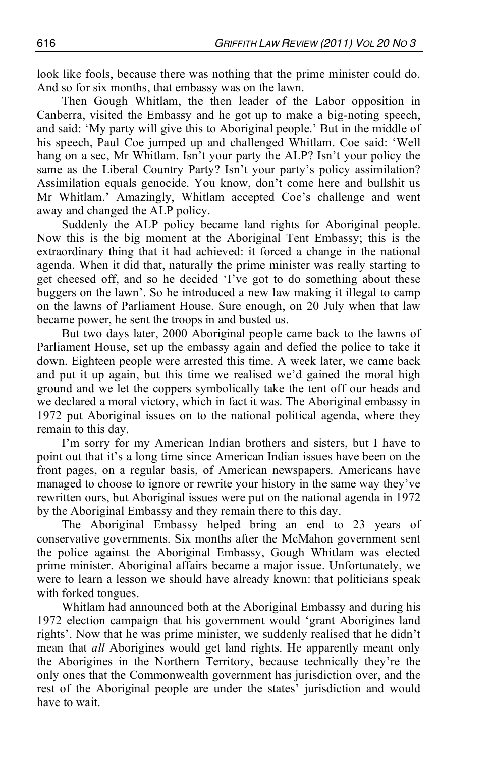look like fools, because there was nothing that the prime minister could do. And so for six months, that embassy was on the lawn.

Then Gough Whitlam, the then leader of the Labor opposition in Canberra, visited the Embassy and he got up to make a big-noting speech, and said: 'My party will give this to Aboriginal people.' But in the middle of his speech, Paul Coe jumped up and challenged Whitlam. Coe said: 'Well hang on a sec, Mr Whitlam. Isn't your party the ALP? Isn't your policy the same as the Liberal Country Party? Isn't your party's policy assimilation? Assimilation equals genocide. You know, don't come here and bullshit us Mr Whitlam.' Amazingly, Whitlam accepted Coe's challenge and went away and changed the ALP policy.

Suddenly the ALP policy became land rights for Aboriginal people. Now this is the big moment at the Aboriginal Tent Embassy; this is the extraordinary thing that it had achieved: it forced a change in the national agenda. When it did that, naturally the prime minister was really starting to get cheesed off, and so he decided 'I've got to do something about these buggers on the lawn'. So he introduced a new law making it illegal to camp on the lawns of Parliament House. Sure enough, on 20 July when that law became power, he sent the troops in and busted us.

But two days later, 2000 Aboriginal people came back to the lawns of Parliament House, set up the embassy again and defied the police to take it down. Eighteen people were arrested this time. A week later, we came back and put it up again, but this time we realised we'd gained the moral high ground and we let the coppers symbolically take the tent off our heads and we declared a moral victory, which in fact it was. The Aboriginal embassy in 1972 put Aboriginal issues on to the national political agenda, where they remain to this day.

I'm sorry for my American Indian brothers and sisters, but I have to point out that it's a long time since American Indian issues have been on the front pages, on a regular basis, of American newspapers. Americans have managed to choose to ignore or rewrite your history in the same way they've rewritten ours, but Aboriginal issues were put on the national agenda in 1972 by the Aboriginal Embassy and they remain there to this day.

The Aboriginal Embassy helped bring an end to 23 years of conservative governments. Six months after the McMahon government sent the police against the Aboriginal Embassy, Gough Whitlam was elected prime minister. Aboriginal affairs became a major issue. Unfortunately, we were to learn a lesson we should have already known: that politicians speak with forked tongues.

Whitlam had announced both at the Aboriginal Embassy and during his 1972 election campaign that his government would 'grant Aborigines land rights'. Now that he was prime minister, we suddenly realised that he didn't mean that *all* Aborigines would get land rights. He apparently meant only the Aborigines in the Northern Territory, because technically they're the only ones that the Commonwealth government has jurisdiction over, and the rest of the Aboriginal people are under the states' jurisdiction and would have to wait.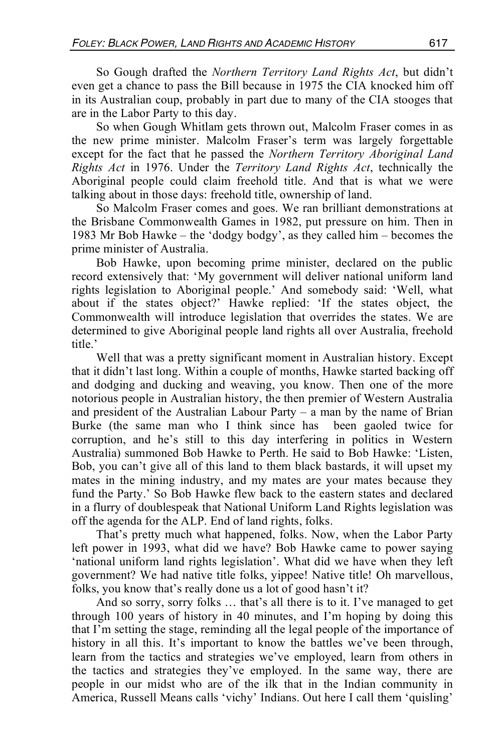So Gough drafted the *Northern Territory Land Rights Act*, but didn't even get a chance to pass the Bill because in 1975 the CIA knocked him off in its Australian coup, probably in part due to many of the CIA stooges that are in the Labor Party to this day.

So when Gough Whitlam gets thrown out, Malcolm Fraser comes in as the new prime minister. Malcolm Fraser's term was largely forgettable except for the fact that he passed the *Northern Territory Aboriginal Land Rights Act* in 1976. Under the *Territory Land Rights Act*, technically the Aboriginal people could claim freehold title. And that is what we were talking about in those days: freehold title, ownership of land.

So Malcolm Fraser comes and goes. We ran brilliant demonstrations at the Brisbane Commonwealth Games in 1982, put pressure on him. Then in 1983 Mr Bob Hawke – the 'dodgy bodgy', as they called him – becomes the prime minister of Australia.

Bob Hawke, upon becoming prime minister, declared on the public record extensively that: 'My government will deliver national uniform land rights legislation to Aboriginal people.' And somebody said: 'Well, what about if the states object?' Hawke replied: 'If the states object, the Commonwealth will introduce legislation that overrides the states. We are determined to give Aboriginal people land rights all over Australia, freehold title.'

Well that was a pretty significant moment in Australian history. Except that it didn't last long. Within a couple of months, Hawke started backing off and dodging and ducking and weaving, you know. Then one of the more notorious people in Australian history, the then premier of Western Australia and president of the Australian Labour Party – a man by the name of Brian Burke (the same man who I think since has been gaoled twice for corruption, and he's still to this day interfering in politics in Western Australia) summoned Bob Hawke to Perth. He said to Bob Hawke: 'Listen, Bob, you can't give all of this land to them black bastards, it will upset my mates in the mining industry, and my mates are your mates because they fund the Party.' So Bob Hawke flew back to the eastern states and declared in a flurry of doublespeak that National Uniform Land Rights legislation was off the agenda for the ALP. End of land rights, folks.

That's pretty much what happened, folks. Now, when the Labor Party left power in 1993, what did we have? Bob Hawke came to power saying 'national uniform land rights legislation'. What did we have when they left government? We had native title folks, yippee! Native title! Oh marvellous, folks, you know that's really done us a lot of good hasn't it?

And so sorry, sorry folks … that's all there is to it. I've managed to get through 100 years of history in 40 minutes, and I'm hoping by doing this that I'm setting the stage, reminding all the legal people of the importance of history in all this. It's important to know the battles we've been through, learn from the tactics and strategies we've employed, learn from others in the tactics and strategies they've employed. In the same way, there are people in our midst who are of the ilk that in the Indian community in America, Russell Means calls 'vichy' Indians. Out here I call them 'quisling'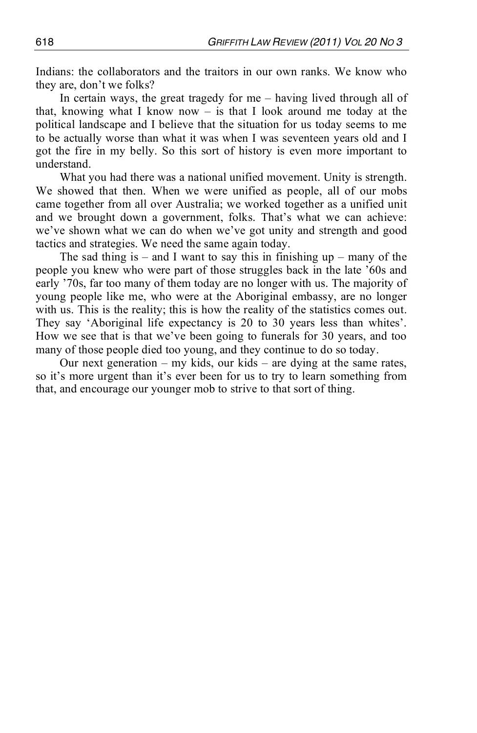Indians: the collaborators and the traitors in our own ranks. We know who they are, don't we folks?

In certain ways, the great tragedy for me – having lived through all of that, knowing what I know now – is that I look around me today at the political landscape and I believe that the situation for us today seems to me to be actually worse than what it was when I was seventeen years old and I got the fire in my belly. So this sort of history is even more important to understand.

What you had there was a national unified movement. Unity is strength. We showed that then. When we were unified as people, all of our mobs came together from all over Australia; we worked together as a unified unit and we brought down a government, folks. That's what we can achieve: we've shown what we can do when we've got unity and strength and good tactics and strategies. We need the same again today.

The sad thing is – and I want to say this in finishing up – many of the people you knew who were part of those struggles back in the late '60s and early '70s, far too many of them today are no longer with us. The majority of young people like me, who were at the Aboriginal embassy, are no longer with us. This is the reality; this is how the reality of the statistics comes out. They say 'Aboriginal life expectancy is 20 to 30 years less than whites'. How we see that is that we've been going to funerals for 30 years, and too many of those people died too young, and they continue to do so today.

Our next generation – my kids, our kids – are dying at the same rates, so it's more urgent than it's ever been for us to try to learn something from that, and encourage our younger mob to strive to that sort of thing.